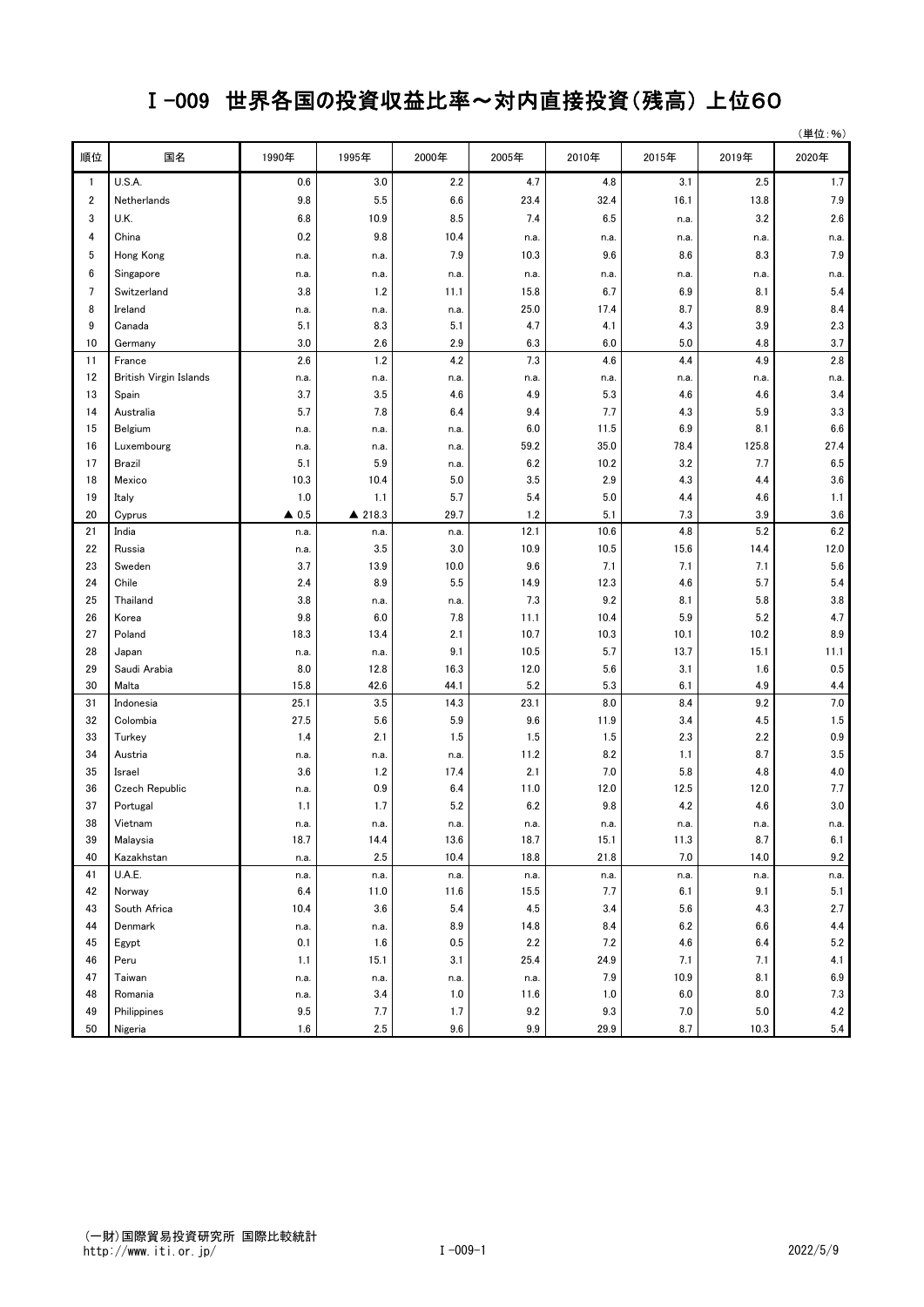# Ⅰ-009 世界各国の投資収益比率～対内直接投資(残高) 上位60

(単位:%)

| 順位 | 国名 | 1990年 | 1995年 | 2000年 | 2005年 | 2010年 | 2015年 | 2019年 | 2020年 |
|---|---|---|---|---|---|---|---|---|---|
| 1 | U.S.A. | 0.6 | 3.0 | 2.2 | 4.7 | 4.8 | 3.1 | 2.5 | 1.7 |
| 2 | Netherlands | 9.8 | 5.5 | 6.6 | 23.4 | 32.4 | 16.1 | 13.8 | 7.9 |
| 3 | U.K. | 6.8 | 10.9 | 8.5 | 7.4 | 6.5 | n.a. | 3.2 | 2.6 |
| 4 | China | 0.2 | 9.8 | 10.4 | n.a. | n.a. | n.a. | n.a. | n.a. |
| 5 | Hong Kong | n.a. | n.a. | 7.9 | 10.3 | 9.6 | 8.6 | 8.3 | 7.9 |
| 6 | Singapore | n.a. | n.a. | n.a. | n.a. | n.a. | n.a. | n.a. | n.a. |
| 7 | Switzerland | 3.8 | 1.2 | 11.1 | 15.8 | 6.7 | 6.9 | 8.1 | 5.4 |
| 8 | Ireland | n.a. | n.a. | n.a. | 25.0 | 17.4 | 8.7 | 8.9 | 8.4 |
| 9 | Canada | 5.1 | 8.3 | 5.1 | 4.7 | 4.1 | 4.3 | 3.9 | 2.3 |
| 10 | Germany | 3.0 | 2.6 | 2.9 | 6.3 | 6.0 | 5.0 | 4.8 | 3.7 |
| 11 | France | 2.6 | 1.2 | 4.2 | 7.3 | 4.6 | 4.4 | 4.9 | 2.8 |
| 12 | British Virgin Islands | n.a. | n.a. | n.a. | n.a. | n.a. | n.a. | n.a. | n.a. |
| 13 | Spain | 3.7 | 3.5 | 4.6 | 4.9 | 5.3 | 4.6 | 4.6 | 3.4 |
| 14 | Australia | 5.7 | 7.8 | 6.4 | 9.4 | 7.7 | 4.3 | 5.9 | 3.3 |
| 15 | Belgium | n.a. | n.a. | n.a. | 6.0 | 11.5 | 6.9 | 8.1 | 6.6 |
| 16 | Luxembourg | n.a. | n.a. | n.a. | 59.2 | 35.0 | 78.4 | 125.8 | 27.4 |
| 17 | Brazil | 5.1 | 5.9 | n.a. | 6.2 | 10.2 | 3.2 | 7.7 | 6.5 |
| 18 | Mexico | 10.3 | 10.4 | 5.0 | 3.5 | 2.9 | 4.3 | 4.4 | 3.6 |
| 19 | Italy | 1.0 | 1.1 | 5.7 | 5.4 | 5.0 | 4.4 | 4.6 | 1.1 |
| 20 | Cyprus | ▲ 0.5 | ▲ 218.3 | 29.7 | 1.2 | 5.1 | 7.3 | 3.9 | 3.6 |
| 21 | India | n.a. | n.a. | n.a. | 12.1 | 10.6 | 4.8 | 5.2 | 6.2 |
| 22 | Russia | n.a. | 3.5 | 3.0 | 10.9 | 10.5 | 15.6 | 14.4 | 12.0 |
| 23 | Sweden | 3.7 | 13.9 | 10.0 | 9.6 | 7.1 | 7.1 | 7.1 | 5.6 |
| 24 | Chile | 2.4 | 8.9 | 5.5 | 14.9 | 12.3 | 4.6 | 5.7 | 5.4 |
| 25 | Thailand | 3.8 | n.a. | n.a. | 7.3 | 9.2 | 8.1 | 5.8 | 3.8 |
| 26 | Korea | 9.8 | 6.0 | 7.8 | 11.1 | 10.4 | 5.9 | 5.2 | 4.7 |
| 27 | Poland | 18.3 | 13.4 | 2.1 | 10.7 | 10.3 | 10.1 | 10.2 | 8.9 |
| 28 | Japan | n.a. | n.a. | 9.1 | 10.5 | 5.7 | 13.7 | 15.1 | 11.1 |
| 29 | Saudi Arabia | 8.0 | 12.8 | 16.3 | 12.0 | 5.6 | 3.1 | 1.6 | 0.5 |
| 30 | Malta | 15.8 | 42.6 | 44.1 | 5.2 | 5.3 | 6.1 | 4.9 | 4.4 |
| 31 | Indonesia | 25.1 | 3.5 | 14.3 | 23.1 | 8.0 | 8.4 | 9.2 | 7.0 |
| 32 | Colombia | 27.5 | 5.6 | 5.9 | 9.6 | 11.9 | 3.4 | 4.5 | 1.5 |
| 33 | Turkey | 1.4 | 2.1 | 1.5 | 1.5 | 1.5 | 2.3 | 2.2 | 0.9 |
| 34 | Austria | n.a. | n.a. | n.a. | 11.2 | 8.2 | 1.1 | 8.7 | 3.5 |
| 35 | Israel | 3.6 | 1.2 | 17.4 | 2.1 | 7.0 | 5.8 | 4.8 | 4.0 |
| 36 | Czech Republic | n.a. | 0.9 | 6.4 | 11.0 | 12.0 | 12.5 | 12.0 | 7.7 |
| 37 | Portugal | 1.1 | 1.7 | 5.2 | 6.2 | 9.8 | 4.2 | 4.6 | 3.0 |
| 38 | Vietnam | n.a. | n.a. | n.a. | n.a. | n.a. | n.a. | n.a. | n.a. |
| 39 | Malaysia | 18.7 | 14.4 | 13.6 | 18.7 | 15.1 | 11.3 | 8.7 | 6.1 |
| 40 | Kazakhstan | n.a. | 2.5 | 10.4 | 18.8 | 21.8 | 7.0 | 14.0 | 9.2 |
| 41 | U.A.E. | n.a. | n.a. | n.a. | n.a. | n.a. | n.a. | n.a. | n.a. |
| 42 | Norway | 6.4 | 11.0 | 11.6 | 15.5 | 7.7 | 6.1 | 9.1 | 5.1 |
| 43 | South Africa | 10.4 | 3.6 | 5.4 | 4.5 | 3.4 | 5.6 | 4.3 | 2.7 |
| 44 | Denmark | n.a. | n.a. | 8.9 | 14.8 | 8.4 | 6.2 | 6.6 | 4.4 |
| 45 | Egypt | 0.1 | 1.6 | 0.5 | 2.2 | 7.2 | 4.6 | 6.4 | 5.2 |
| 46 | Peru | 1.1 | 15.1 | 3.1 | 25.4 | 24.9 | 7.1 | 7.1 | 4.1 |
| 47 | Taiwan | n.a. | n.a. | n.a. | n.a. | 7.9 | 10.9 | 8.1 | 6.9 |
| 48 | Romania | n.a. | 3.4 | 1.0 | 11.6 | 1.0 | 6.0 | 8.0 | 7.3 |
| 49 | Philippines | 9.5 | 7.7 | 1.7 | 9.2 | 9.3 | 7.0 | 5.0 | 4.2 |
| 50 | Nigeria | 1.6 | 2.5 | 9.6 | 9.9 | 29.9 | 8.7 | 10.3 | 5.4 |

(一財)国際貿易投資研究所 国際比較統計
http://www.iti.or.jp/

2022/5/9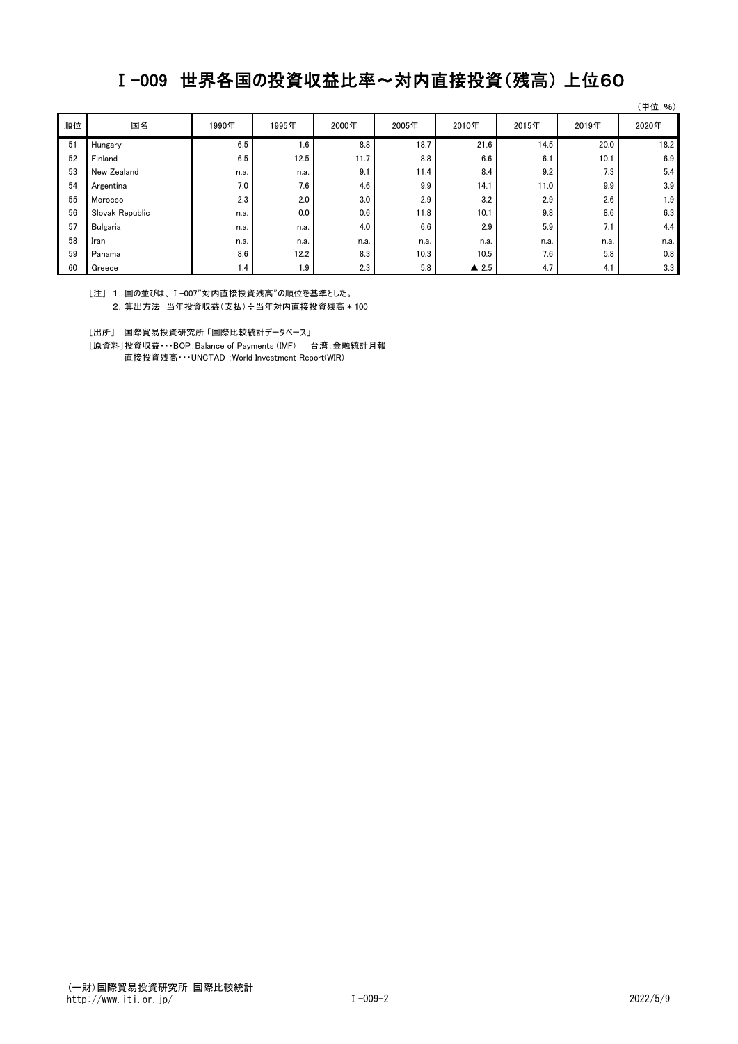# Ｉ-009 世界各国の投資収益比率～対内直接投資(残高) 上位60

（単位：%）

| 順位 | 国名 | 1990年 | 1995年 | 2000年 | 2005年 | 2010年 | 2015年 | 2019年 | 2020年 |
|---|---|---|---|---|---|---|---|---|---|
| 51 | Hungary | 6.5 | 1.6 | 8.8 | 18.7 | 21.6 | 14.5 | 20.0 | 18.2 |
| 52 | Finland | 6.5 | 12.5 | 11.7 | 8.8 | 6.6 | 6.1 | 10.1 | 6.9 |
| 53 | New Zealand | n.a. | n.a. | 9.1 | 11.4 | 8.4 | 9.2 | 7.3 | 5.4 |
| 54 | Argentina | 7.0 | 7.6 | 4.6 | 9.9 | 14.1 | 11.0 | 9.9 | 3.9 |
| 55 | Morocco | 2.3 | 2.0 | 3.0 | 2.9 | 3.2 | 2.9 | 2.6 | 1.9 |
| 56 | Slovak Republic | n.a. | 0.0 | 0.6 | 11.8 | 10.1 | 9.8 | 8.6 | 6.3 |
| 57 | Bulgaria | n.a. | n.a. | 4.0 | 6.6 | 2.9 | 5.9 | 7.1 | 4.4 |
| 58 | Iran | n.a. | n.a. | n.a. | n.a. | n.a. | n.a. | n.a. | n.a. |
| 59 | Panama | 8.6 | 12.2 | 8.3 | 10.3 | 10.5 | 7.6 | 5.8 | 0.8 |
| 60 | Greece | 1.4 | 1.9 | 2.3 | 5.8 | ▲ 2.5 | 4.7 | 4.1 | 3.3 |

［注］ 1. 国の並びは、Ｉ-007"対内直接投資残高"の順位を基準とした。
　　　2. 算出方法　当年投資収益(支払)÷当年対内直接投資残高 * 100

［出所］　国際貿易投資研究所「国際比較統計データベース」
［原資料］投資収益･･･BOP；Balance of Payments (IMF)　　台湾：金融統計月報
　　　　直接投資残高･･･UNCTAD ；World Investment Report(WIR)